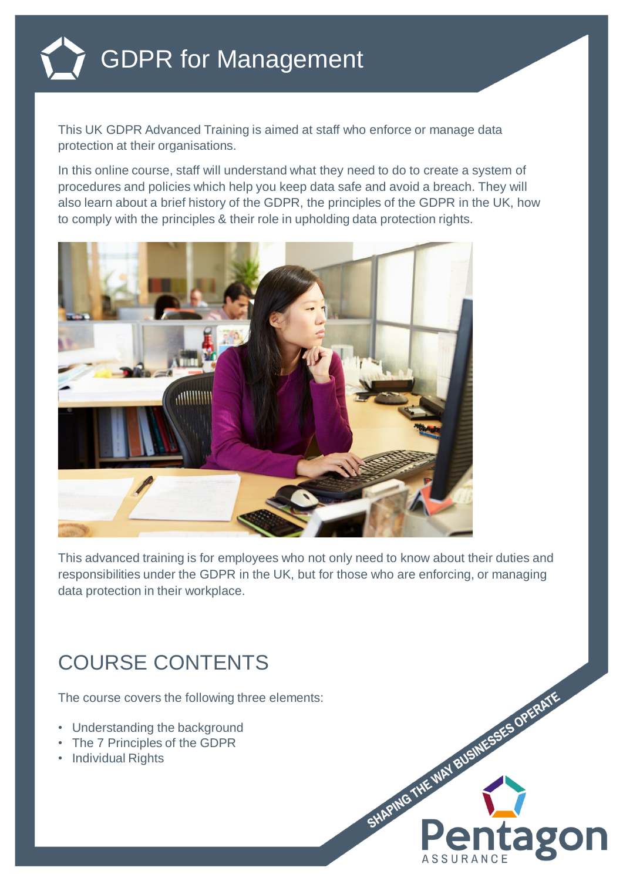# GDPR for Management

This UK GDPR Advanced Training is aimed at staff who enforce or manage data protection at their organisations.

In this online course, staff will understand what they need to do to create a system of procedures and policies which help you keep data safe and avoid a breach. They will also learn about a brief history of the GDPR, the principles of the GDPR in the UK, how to comply with the principles & their role in upholding data protection rights.

This advanced training is for employees who not only need to know about their duties and responsibilities under the GDPR in the UK, but for those who are enforcing, or managing data protection in their workplace.

## COURSE CONTENTS

The course covers the following three elements:

- Understanding the background
- The 7 Principles of the GDPR
- Individual Rights

SHAPING THE WAY BUSINESSES OPERATE

Pentagon
ASSURANCE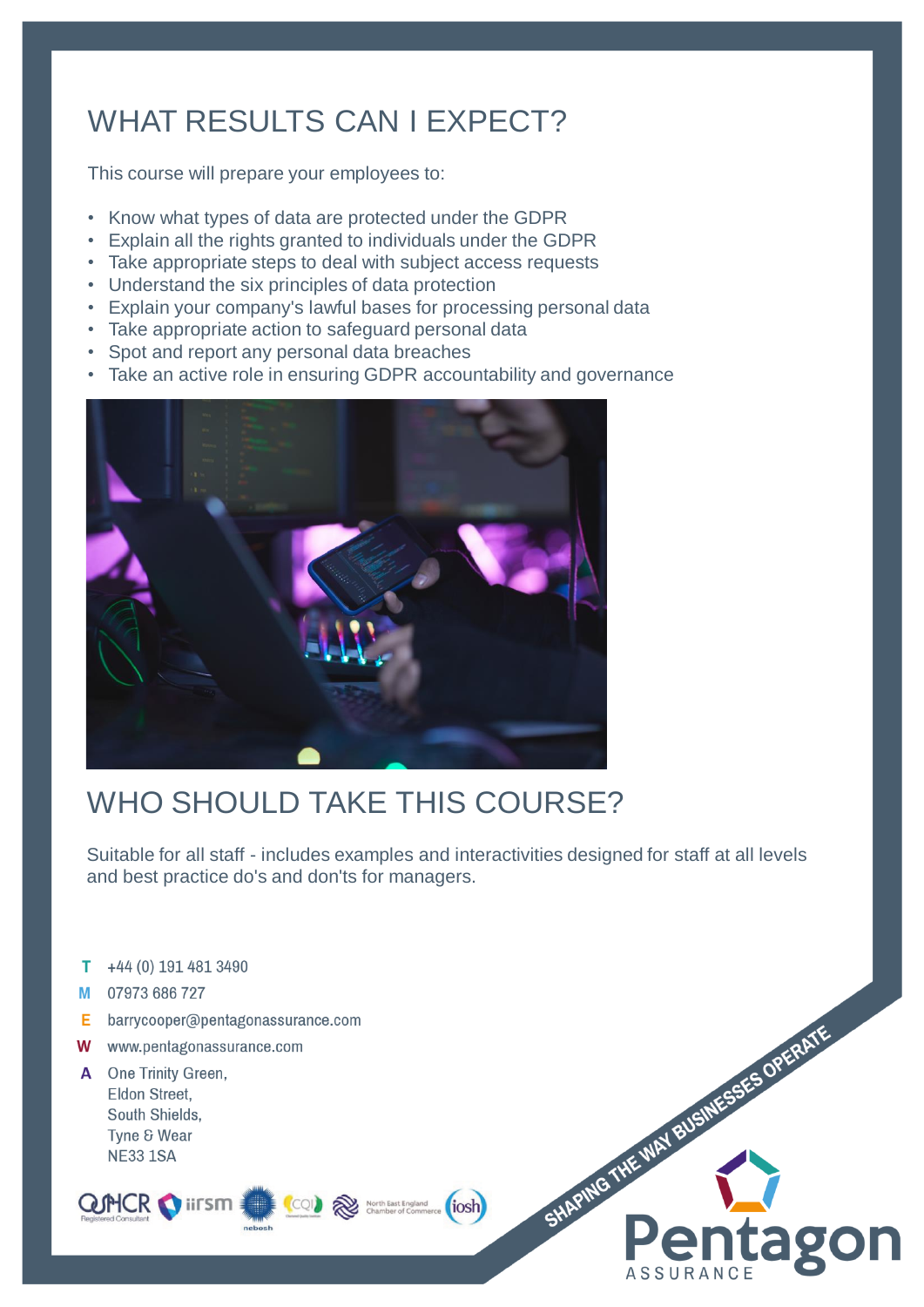# WHAT RESULTS CAN I EXPECT?

This course will prepare your employees to:

- Know what types of data are protected under the GDPR
- Explain all the rights granted to individuals under the GDPR
- Take appropriate steps to deal with subject access requests
- Understand the six principles of data protection
- Explain your company's lawful bases for processing personal data
- Take appropriate action to safeguard personal data
- Spot and report any personal data breaches
- Take an active role in ensuring GDPR accountability and governance

# WHO SHOULD TAKE THIS COURSE?

Suitable for all staff - includes examples and interactivities designed for staff at all levels and best practice do's and don'ts for managers.

**T** +44 (0) 191 481 3490

**M** 07973 686 727

**E** barrycooper@pentagonassurance.com

**W** www.pentagonassurance.com

**A** One Trinity Green,
Eldon Street,
South Shields,
Tyne & Wear
NE33 1SA

SHAPING THE WAY BUSINESSES OPERATE

Pentagon ASSURANCE